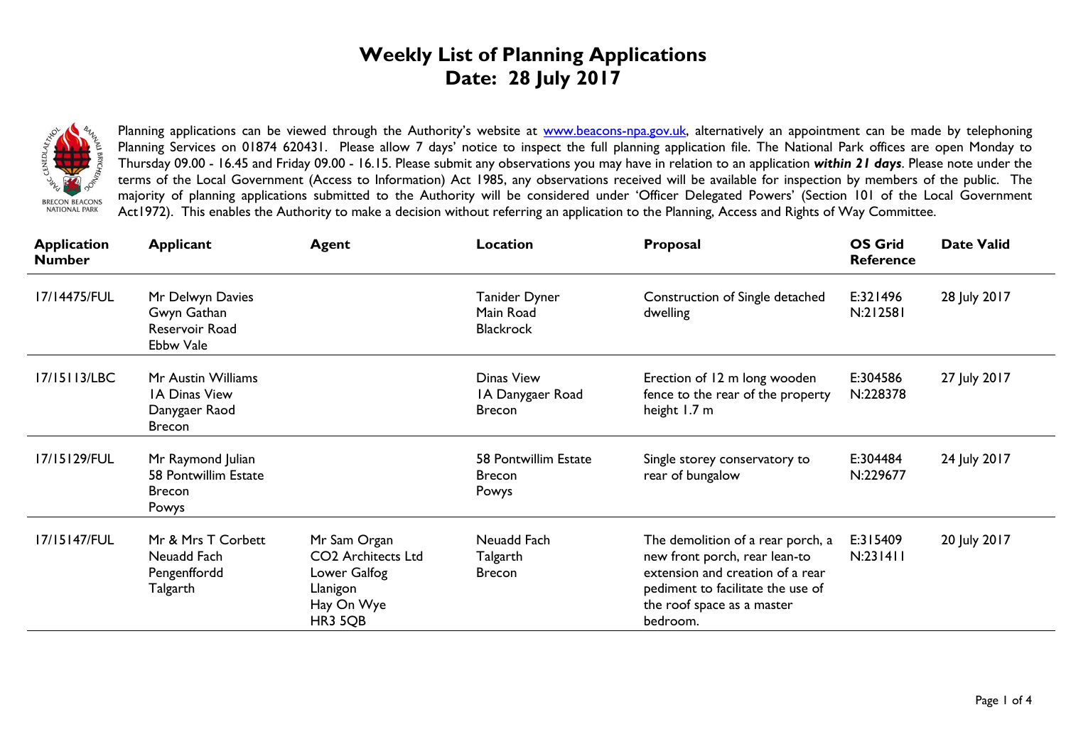# Weekly List of Planning Applications
# Date: 28 July 2017

Planning applications can be viewed through the Authority's website at www.beacons-npa.gov.uk, alternatively an appointment can be made by telephoning Planning Services on 01874 620431. Please allow 7 days' notice to inspect the full planning application file. The National Park offices are open Monday to Thursday 09.00 - 16.45 and Friday 09.00 - 16.15. Please submit any observations you may have in relation to an application ***within 21 days***. Please note under the terms of the Local Government (Access to Information) Act 1985, any observations received will be available for inspection by members of the public. The majority of planning applications submitted to the Authority will be considered under 'Officer Delegated Powers' (Section 101 of the Local Government Act1972). This enables the Authority to make a decision without referring an application to the Planning, Access and Rights of Way Committee.

| Application Number | Applicant | Agent | Location | Proposal | OS Grid Reference | Date Valid |
|---|---|---|---|---|---|---|
| 17/14475/FUL | Mr Delwyn Davies<br>Gwyn Gathan<br>Reservoir Road<br>Ebbw Vale | | Tanider Dyner<br>Main Road<br>Blackrock | Construction of Single detached dwelling | E:321496<br>N:212581 | 28 July 2017 |
| 17/15113/LBC | Mr Austin Williams<br>1A Dinas View<br>Danygaer Raod<br>Brecon | | Dinas View<br>1A Danygaer Road<br>Brecon | Erection of 12 m long wooden fence to the rear of the property height 1.7 m | E:304586<br>N:228378 | 27 July 2017 |
| 17/15129/FUL | Mr Raymond Julian<br>58 Pontwillim Estate<br>Brecon<br>Powys | | 58 Pontwillim Estate<br>Brecon<br>Powys | Single storey conservatory to rear of bungalow | E:304484<br>N:229677 | 24 July 2017 |
| 17/15147/FUL | Mr & Mrs T Corbett<br>Neuadd Fach<br>Pengenffordd<br>Talgarth | Mr Sam Organ<br>CO2 Architects Ltd<br>Lower Galfog<br>Llanigon<br>Hay On Wye<br>HR3 5QB | Neuadd Fach<br>Talgarth<br>Brecon | The demolition of a rear porch, a new front porch, rear lean-to extension and creation of a rear pediment to facilitate the use of the roof space as a master bedroom. | E:315409<br>N:231411 | 20 July 2017 |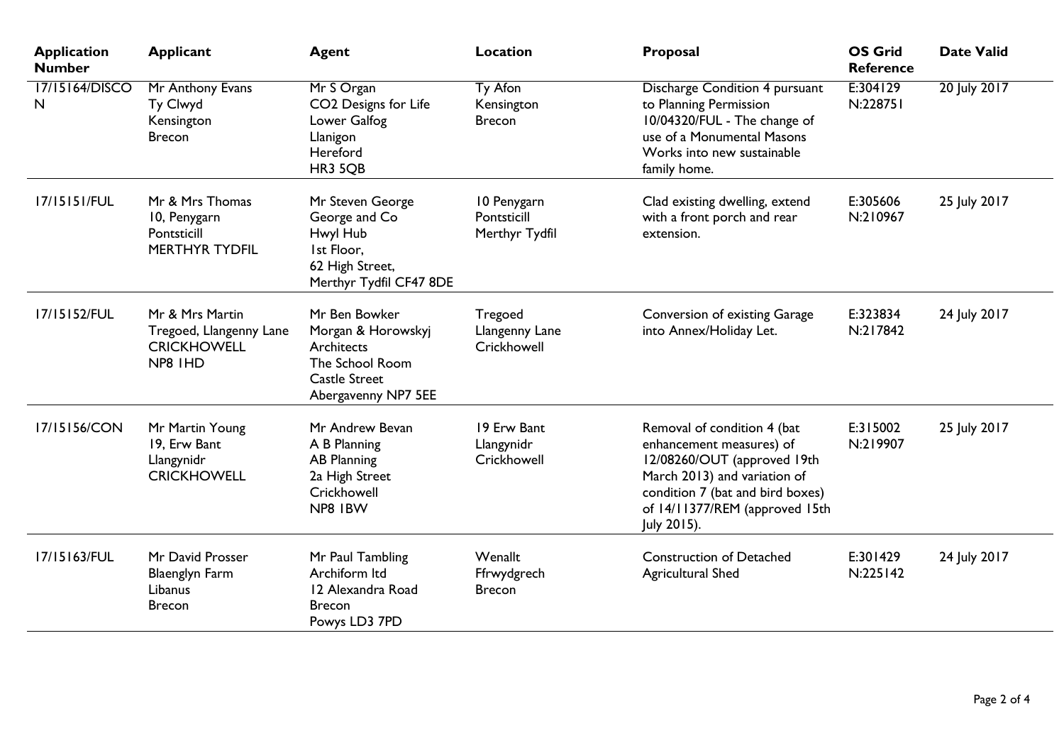| Application Number | Applicant | Agent | Location | Proposal | OS Grid Reference | Date Valid |
|---|---|---|---|---|---|---|
| 17/15164/DISCON | Mr Anthony Evans<br>Ty Clwyd<br>Kensington<br>Brecon | Mr S Organ<br>CO2 Designs for Life<br>Lower Galfog<br>Llanigon<br>Hereford<br>HR3 5QB | Ty Afon<br>Kensington<br>Brecon | Discharge Condition 4 pursuant to Planning Permission 10/04320/FUL - The change of use of a Monumental Masons Works into new sustainable family home. | E:304129<br>N:228751 | 20 July 2017 |
| 17/15151/FUL | Mr & Mrs Thomas<br>10, Penygarn<br>Pontsticill<br>MERTHYR TYDFIL | Mr Steven George<br>George and Co<br>Hwyl Hub<br>1st Floor,<br>62 High Street,<br>Merthyr Tydfil CF47 8DE | 10 Penygarn<br>Pontsticill<br>Merthyr Tydfil | Clad existing dwelling, extend with a front porch and rear extension. | E:305606<br>N:210967 | 25 July 2017 |
| 17/15152/FUL | Mr & Mrs Martin<br>Tregoed, Llangenny Lane<br>CRICKHOWELL<br>NP8 1HD | Mr Ben Bowker<br>Morgan & Horowskyj Architects<br>The School Room<br>Castle Street<br>Abergavenny NP7 5EE | Tregoed<br>Llangenny Lane<br>Crickhowell | Conversion of existing Garage into Annex/Holiday Let. | E:323834<br>N:217842 | 24 July 2017 |
| 17/15156/CON | Mr Martin Young<br>19, Erw Bant<br>Llangynidr<br>CRICKHOWELL | Mr Andrew Bevan<br>A B Planning<br>AB Planning<br>2a High Street<br>Crickhowell<br>NP8 1BW | 19 Erw Bant<br>Llangynidr<br>Crickhowell | Removal of condition 4 (bat enhancement measures) of 12/08260/OUT (approved 19th March 2013) and variation of condition 7 (bat and bird boxes) of 14/11377/REM (approved 15th July 2015). | E:315002<br>N:219907 | 25 July 2017 |
| 17/15163/FUL | Mr David Prosser<br>Blaenglyn Farm<br>Libanus<br>Brecon | Mr Paul Tambling<br>Archiform ltd<br>12 Alexandra Road<br>Brecon<br>Powys LD3 7PD | Wenallt<br>Ffrwydgrech<br>Brecon | Construction of Detached Agricultural Shed | E:301429<br>N:225142 | 24 July 2017 |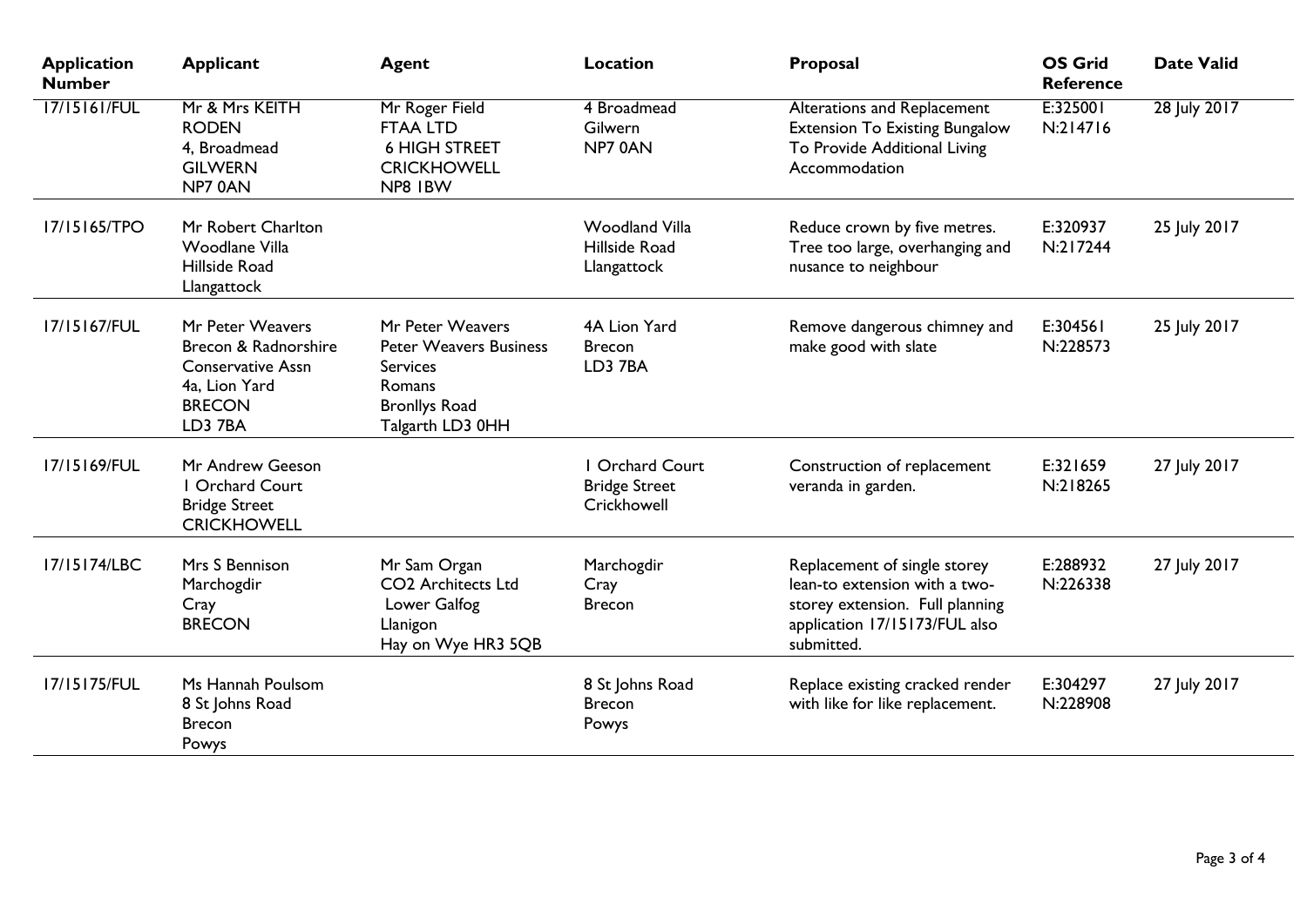| Application Number | Applicant | Agent | Location | Proposal | OS Grid Reference | Date Valid |
|---|---|---|---|---|---|---|
| 17/15161/FUL | Mr & Mrs KEITH RODEN 4, Broadmead GILWERN NP7 0AN | Mr Roger Field FTAA LTD 6 HIGH STREET CRICKHOWELL NP8 1BW | 4 Broadmead Gilwern NP7 0AN | Alterations and Replacement Extension To Existing Bungalow To Provide Additional Living Accommodation | E:325001 N:214716 | 28 July 2017 |
| 17/15165/TPO | Mr Robert Charlton Woodlane Villa Hillside Road Llangattock | | Woodland Villa Hillside Road Llangattock | Reduce crown by five metres. Tree too large, overhanging and nusance to neighbour | E:320937 N:217244 | 25 July 2017 |
| 17/15167/FUL | Mr Peter Weavers Brecon & Radnorshire Conservative Assn 4a, Lion Yard BRECON LD3 7BA | Mr Peter Weavers Peter Weavers Business Services Romans Bronllys Road Talgarth LD3 0HH | 4A Lion Yard Brecon LD3 7BA | Remove dangerous chimney and make good with slate | E:304561 N:228573 | 25 July 2017 |
| 17/15169/FUL | Mr Andrew Geeson 1 Orchard Court Bridge Street CRICKHOWELL | | 1 Orchard Court Bridge Street Crickhowell | Construction of replacement veranda in garden. | E:321659 N:218265 | 27 July 2017 |
| 17/15174/LBC | Mrs S Bennison Marchogdir Cray BRECON | Mr Sam Organ CO2 Architects Ltd Lower Galfog Llanigon Hay on Wye HR3 5QB | Marchogdir Cray Brecon | Replacement of single storey lean-to extension with a two-storey extension. Full planning application 17/15173/FUL also submitted. | E:288932 N:226338 | 27 July 2017 |
| 17/15175/FUL | Ms Hannah Poulsom 8 St Johns Road Brecon Powys | | 8 St Johns Road Brecon Powys | Replace existing cracked render with like for like replacement. | E:304297 N:228908 | 27 July 2017 |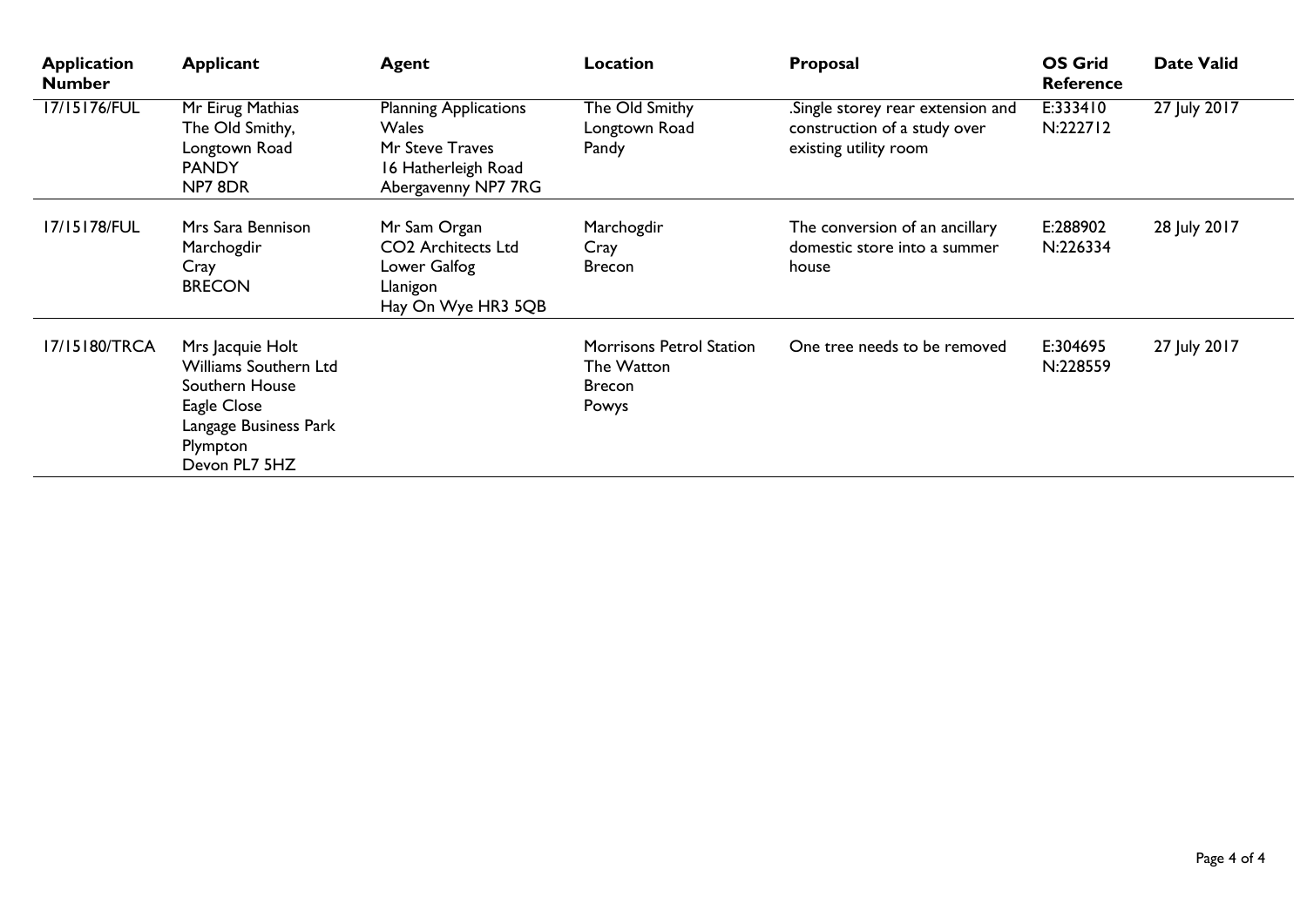| Application Number | Applicant | Agent | Location | Proposal | OS Grid Reference | Date Valid |
|---|---|---|---|---|---|---|
| 17/15176/FUL | Mr Eirug Mathias<br>The Old Smithy,<br>Longtown Road<br>PANDY<br>NP7 8DR | Planning Applications Wales<br>Mr Steve Traves<br>16 Hatherleigh Road<br>Abergavenny NP7 7RG | The Old Smithy<br>Longtown Road<br>Pandy | .Single storey rear extension and construction of a study over existing utility room | E:333410<br>N:222712 | 27 July 2017 |
| 17/15178/FUL | Mrs Sara Bennison<br>Marchogdir<br>Cray<br>BRECON | Mr Sam Organ<br>CO2 Architects Ltd<br>Lower Galfog<br>Llanigon<br>Hay On Wye HR3 5QB | Marchogdir<br>Cray<br>Brecon | The conversion of an ancillary domestic store into a summer house | E:288902<br>N:226334 | 28 July 2017 |
| 17/15180/TRCA | Mrs Jacquie Holt<br>Williams Southern Ltd<br>Southern House<br>Eagle Close<br>Langage Business Park<br>Plympton<br>Devon PL7 5HZ | | Morrisons Petrol Station<br>The Watton<br>Brecon<br>Powys | One tree needs to be removed | E:304695<br>N:228559 | 27 July 2017 |